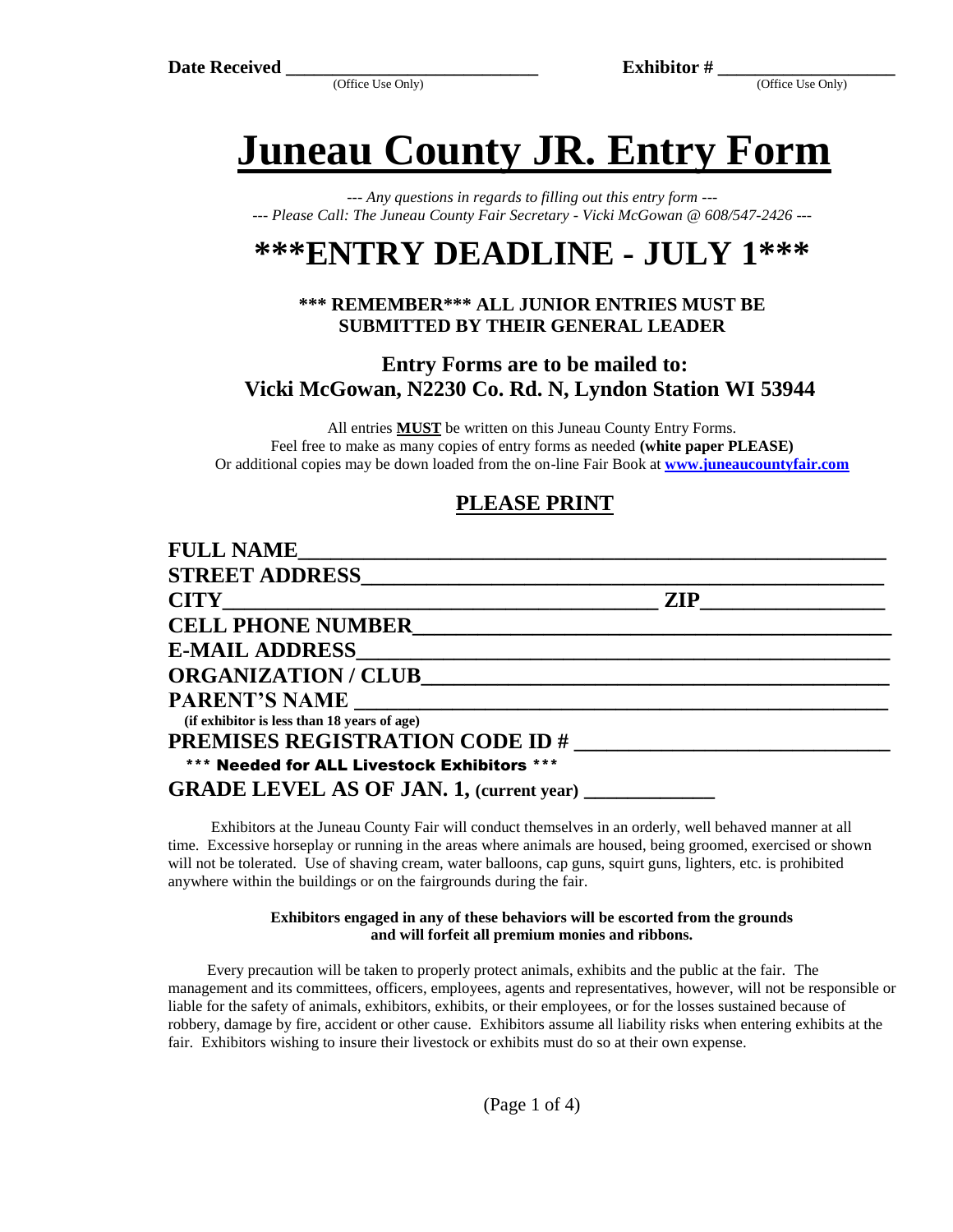**Date Received** ___________________________ (Office Use Only) **Exhibitor #** ___________________ (Office Use Only)

# Juneau County JR. Entry Form

*--- Any questions in regards to filling out this entry form ---*
*--- Please Call: The Juneau County Fair Secretary - Vicki McGowan @ 608/547-2426 ---*

# ***ENTRY DEADLINE - JULY 1***

**\*\*\* REMEMBER\*\*\* ALL JUNIOR ENTRIES MUST BE SUBMITTED BY THEIR GENERAL LEADER**

## Entry Forms are to be mailed to:
## Vicki McGowan, N2230 Co. Rd. N, Lyndon Station WI 53944

All entries **MUST** be written on this Juneau County Entry Forms.
Feel free to make as many copies of entry forms as needed **(white paper PLEASE)**
Or additional copies may be down loaded from the on-line Fair Book at **www.juneaucountyfair.com**

## PLEASE PRINT

**FULL NAME**_______________________________________________________

**STREET ADDRESS**__________________________________________________

**CITY**_________________________________________ **ZIP**________________

**CELL PHONE NUMBER**______________________________________________

**E-MAIL ADDRESS**__________________________________________________

**ORGANIZATION / CLUB**_____________________________________________

**PARENT'S NAME** __________________________________________________
**(if exhibitor is less than 18 years of age)**

**PREMISES REGISTRATION CODE ID #** _____________________________
**\*\*\* Needed for ALL Livestock Exhibitors \*\*\***

**GRADE LEVEL AS OF JAN. 1, (current year)** _____________

Exhibitors at the Juneau County Fair will conduct themselves in an orderly, well behaved manner at all time. Excessive horseplay or running in the areas where animals are housed, being groomed, exercised or shown will not be tolerated. Use of shaving cream, water balloons, cap guns, squirt guns, lighters, etc. is prohibited anywhere within the buildings or on the fairgrounds during the fair.

**Exhibitors engaged in any of these behaviors will be escorted from the grounds and will forfeit all premium monies and ribbons.**

Every precaution will be taken to properly protect animals, exhibits and the public at the fair. The management and its committees, officers, employees, agents and representatives, however, will not be responsible or liable for the safety of animals, exhibitors, exhibits, or their employees, or for the losses sustained because of robbery, damage by fire, accident or other cause. Exhibitors assume all liability risks when entering exhibits at the fair. Exhibitors wishing to insure their livestock or exhibits must do so at their own expense.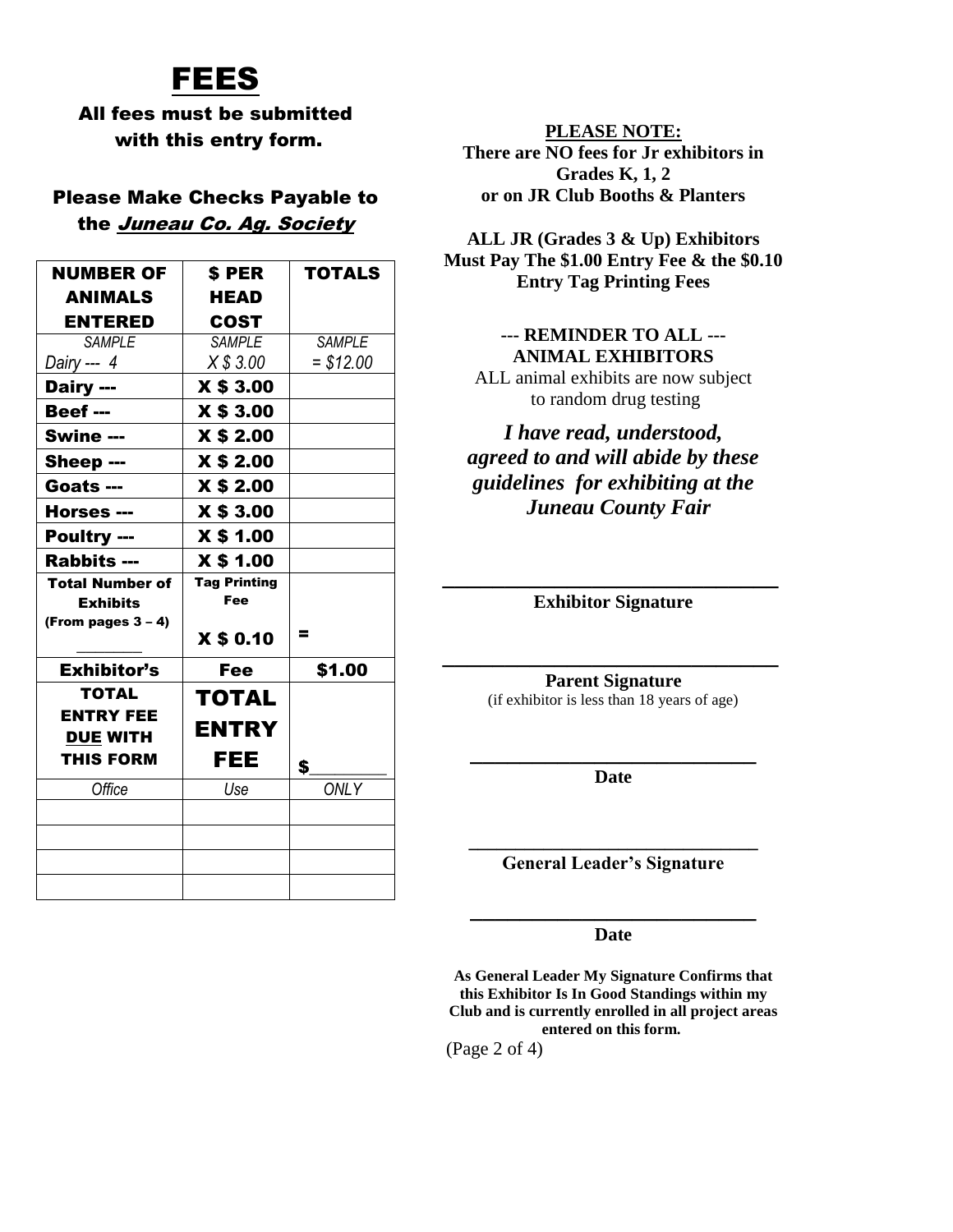# FEES

**All fees must be submitted with this entry form.**

**Please Make Checks Payable to the *Juneau Co. Ag. Society***

| NUMBER OF ANIMALS ENTERED | $ PER HEAD COST | TOTALS |
|---|---|---|
| *SAMPLE* *Dairy --- 4* | *SAMPLE* *X $ 3.00* | *SAMPLE* *= $12.00* |
| **Dairy ---** | **X $ 3.00** | |
| **Beef ---** | **X $ 3.00** | |
| **Swine ---** | **X $ 2.00** | |
| **Sheep ---** | **X $ 2.00** | |
| **Goats ---** | **X $ 2.00** | |
| **Horses ---** | **X $ 3.00** | |
| **Poultry ---** | **X $ 1.00** | |
| **Rabbits ---** | **X $ 1.00** | |
| **Total Number of Exhibits (From pages 3 – 4)** _______ | **Tag Printing Fee** **X $ 0.10** | **=** |
| **Exhibitor's** | **Fee** | **$1.00** |
| **TOTAL ENTRY FEE DUE WITH THIS FORM** | **TOTAL ENTRY FEE** | **$**_________ |
| *Office* | *Use* | *ONLY* |
| | | |
| | | |
| | | |
| | | |

**PLEASE NOTE:**
**There are NO fees for Jr exhibitors in Grades K, 1, 2 or on JR Club Booths & Planters**

**ALL JR (Grades 3 & Up) Exhibitors Must Pay The $1.00 Entry Fee & the $0.10 Entry Tag Printing Fees**

**--- REMINDER TO ALL --- ANIMAL EXHIBITORS**
ALL animal exhibits are now subject to random drug testing

***I have read, understood, agreed to and will abide by these guidelines for exhibiting at the Juneau County Fair***

______________________________
**Exhibitor Signature**

______________________________
**Parent Signature**
(if exhibitor is less than 18 years of age)

______________________________
**Date**

______________________________
**General Leader's Signature**

______________________________
**Date**

**As General Leader My Signature Confirms that this Exhibitor Is In Good Standings within my Club and is currently enrolled in all project areas entered on this form.**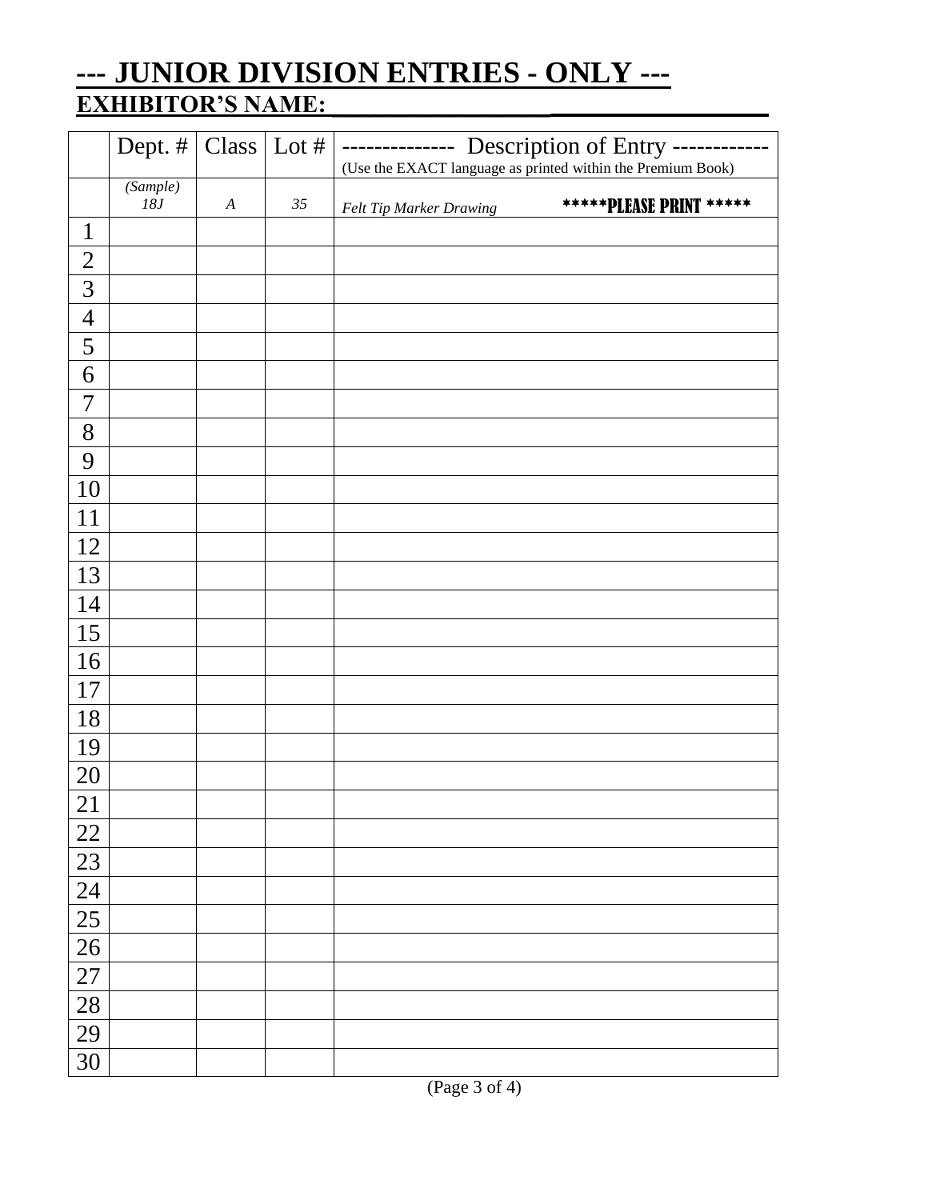# --- JUNIOR DIVISION ENTRIES - ONLY ---

**EXHIBITOR'S NAME:**\_\_\_\_\_\_\_\_\_\_\_\_\_\_\_\_\_\_\_\_\_\_\_\_\_\_\_\_\_\_\_\_\_\_

| | Dept. # | Class | Lot # | -------------- Description of Entry ------------ (Use the EXACT language as printed within the Premium Book) |
|---|---|---|---|---|
| | *(Sample) 18J* | *A* | *35* | *Felt Tip Marker Drawing* \*\*\*\*\*PLEASE PRINT \*\*\*\*\* |
| 1 | | | | |
| 2 | | | | |
| 3 | | | | |
| 4 | | | | |
| 5 | | | | |
| 6 | | | | |
| 7 | | | | |
| 8 | | | | |
| 9 | | | | |
| 10 | | | | |
| 11 | | | | |
| 12 | | | | |
| 13 | | | | |
| 14 | | | | |
| 15 | | | | |
| 16 | | | | |
| 17 | | | | |
| 18 | | | | |
| 19 | | | | |
| 20 | | | | |
| 21 | | | | |
| 22 | | | | |
| 23 | | | | |
| 24 | | | | |
| 25 | | | | |
| 26 | | | | |
| 27 | | | | |
| 28 | | | | |
| 29 | | | | |
| 30 | | | | |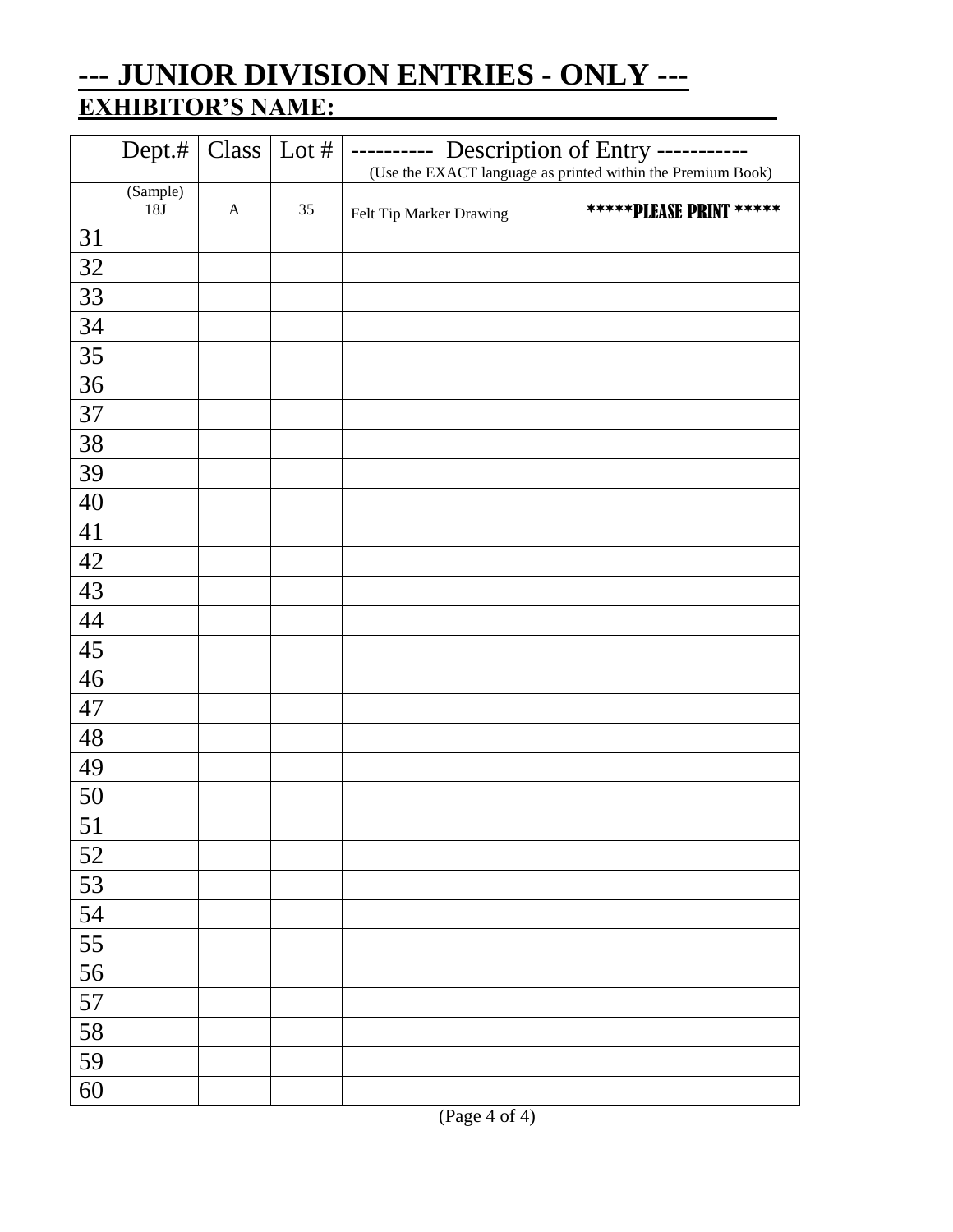# --- JUNIOR DIVISION ENTRIES - ONLY ---

**EXHIBITOR'S NAME: ________________________________**

| | Dept.# | Class | Lot # | ---------- Description of Entry ----------- (Use the EXACT language as printed within the Premium Book) |
|---|---|---|---|---|
| | (Sample) 18J | A | 35 | Felt Tip Marker Drawing *****PLEASE PRINT ***** |
| 31 | | | | |
| 32 | | | | |
| 33 | | | | |
| 34 | | | | |
| 35 | | | | |
| 36 | | | | |
| 37 | | | | |
| 38 | | | | |
| 39 | | | | |
| 40 | | | | |
| 41 | | | | |
| 42 | | | | |
| 43 | | | | |
| 44 | | | | |
| 45 | | | | |
| 46 | | | | |
| 47 | | | | |
| 48 | | | | |
| 49 | | | | |
| 50 | | | | |
| 51 | | | | |
| 52 | | | | |
| 53 | | | | |
| 54 | | | | |
| 55 | | | | |
| 56 | | | | |
| 57 | | | | |
| 58 | | | | |
| 59 | | | | |
| 60 | | | | |